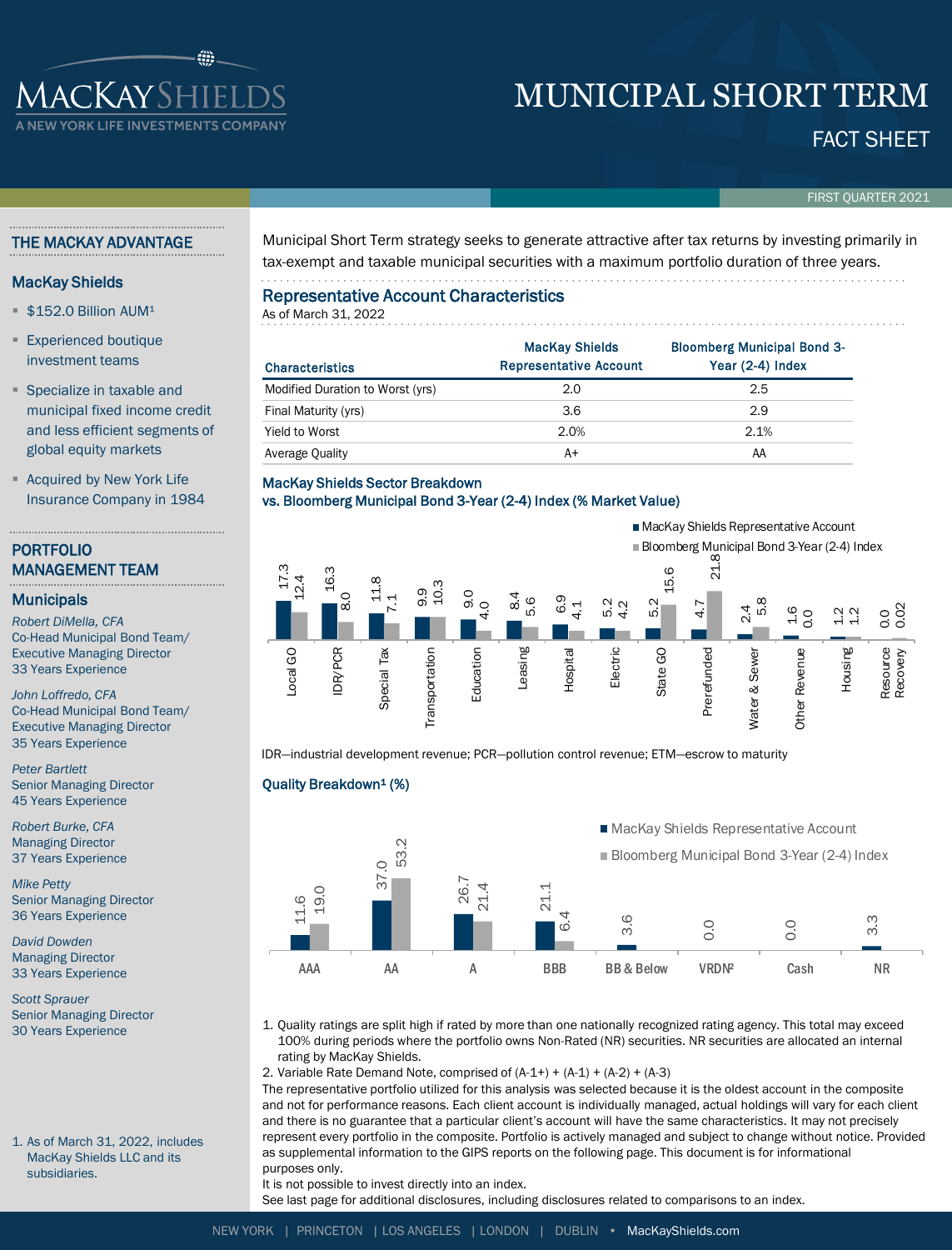# MUNICIPAL SHORT TERM

FACT SHEET

FIRST QUARTER 2021

## THE MACKAY ADVANTAGE

### MacKay Shields

- $152.0 Billion AUM[1]
- Experienced boutique investment teams
- Specialize in taxable and municipal fixed income credit and less efficient segments of global equity markets
- Acquired by New York Life Insurance Company in 1984

## PORTFOLIO MANAGEMENT TEAM

### Municipals

*Robert DiMella, CFA*
Co-Head Municipal Bond Team/
Executive Managing Director
33 Years Experience

*John Loffredo, CFA*
Co-Head Municipal Bond Team/
Executive Managing Director
35 Years Experience

*Peter Bartlett*
Senior Managing Director
45 Years Experience

*Robert Burke, CFA*
Managing Director
37 Years Experience

*Mike Petty*
Senior Managing Director
36 Years Experience

*David Dowden*
Managing Director
33 Years Experience

*Scott Sprauer*
Senior Managing Director
30 Years Experience

1. As of March 31, 2022, includes MacKay Shields LLC and its subsidiaries.

Municipal Short Term strategy seeks to generate attractive after tax returns by investing primarily in tax-exempt and taxable municipal securities with a maximum portfolio duration of three years.

## Representative Account Characteristics

As of March 31, 2022

| Characteristics | MacKay Shields Representative Account | Bloomberg Municipal Bond 3-Year (2-4) Index |
|---|---|---|
| Modified Duration to Worst (yrs) | 2.0 | 2.5 |
| Final Maturity (yrs) | 3.6 | 2.9 |
| Yield to Worst | 2.0% | 2.1% |
| Average Quality | A+ | AA |

### MacKay Shields Sector Breakdown vs. Bloomberg Municipal Bond 3-Year (2-4) Index (% Market Value)

MacKay Shields Representative Account
Bloomberg Municipal Bond 3-Year (2-4) Index

Local GO 17.3 12.4
IDR/PCR 16.3 8.0
Special Tax 11.8 7.1
Transportation 9.9 10.3
Education 9.0 4.0
Leasing 8.4 5.6
Hospital 6.9 4.1
Electric 5.2 4.2
State GO 5.2 15.6
Prefunded 4.7 21.8
Water & Sewer 2.4 5.8
Other Revenue 1.6 0.0
Housing 1.2 1.2
Resource Recovery 0.0 0.02

IDR—industrial development revenue; PCR—pollution control revenue; ETM—escrow to maturity

### Quality Breakdown[1] (%)

MacKay Shields Representative Account
Bloomberg Municipal Bond 3-Year (2-4) Index

AAA 11.6 19.0
AA 37.0 53.2
A 26.7 21.4
BBB 21.1 6.4
BB & Below 3.6
VRDN[2] 0.0
Cash 0.0
NR 3.3

1. Quality ratings are split high if rated by more than one nationally recognized rating agency. This total may exceed 100% during periods where the portfolio owns Non-Rated (NR) securities. NR securities are allocated an internal rating by MacKay Shields.
2. Variable Rate Demand Note, comprised of (A-1+) + (A-1) + (A-2) + (A-3)

The representative portfolio utilized for this analysis was selected because it is the oldest account in the composite and not for performance reasons. Each client account is individually managed, actual holdings will vary for each client and there is no guarantee that a particular client's account will have the same characteristics. It may not precisely represent every portfolio in the composite. Portfolio is actively managed and subject to change without notice. Provided as supplemental information to the GIPS reports on the following page. This document is for informational purposes only.

It is not possible to invest directly into an index.

See last page for additional disclosures, including disclosures related to comparisons to an index.

NEW YORK | PRINCETON | LOS ANGELES | LONDON | DUBLIN • MacKayShields.com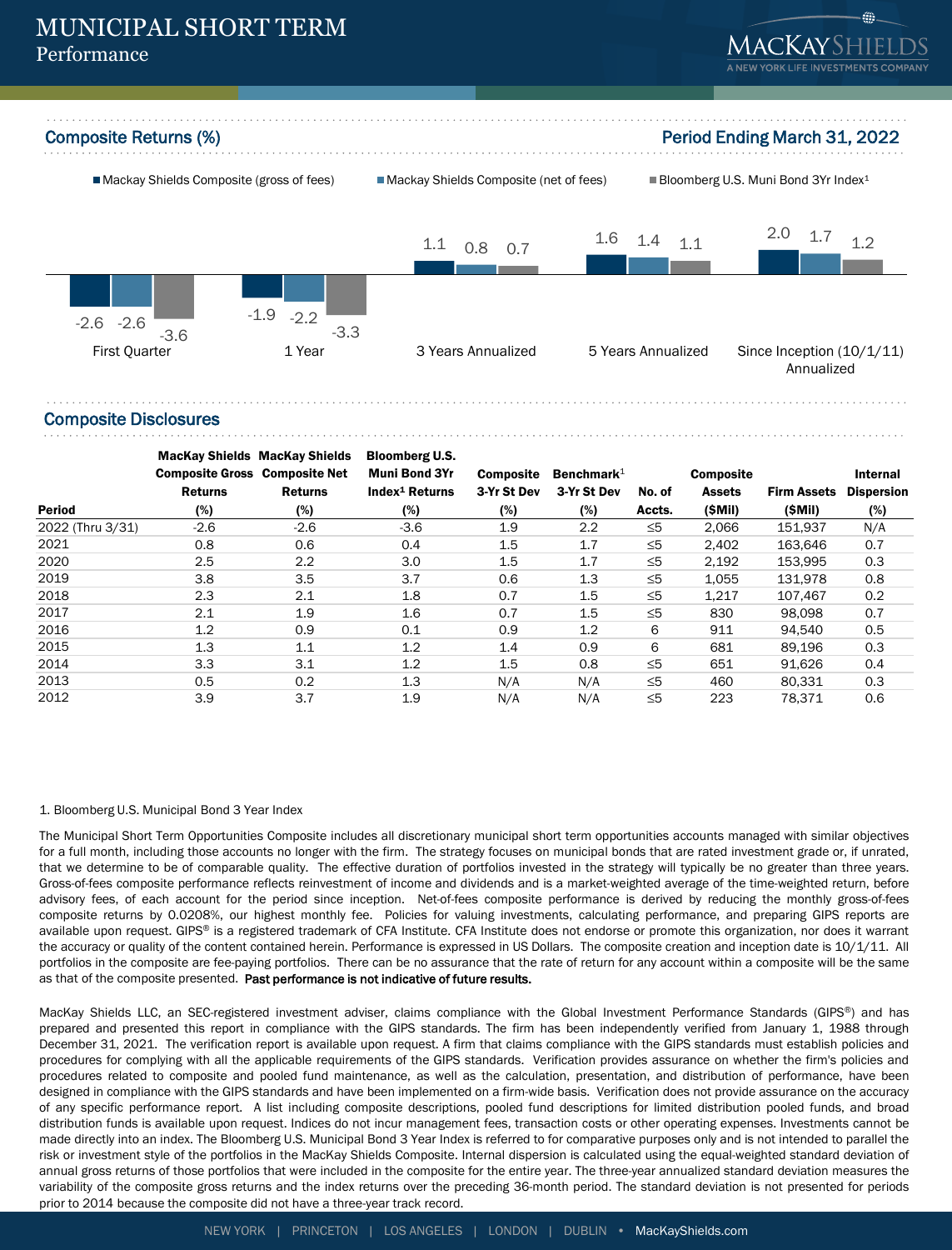# MUNICIPAL SHORT TERM
Performance

## Composite Returns (%)

Period Ending March 31, 2022

Mackay Shields Composite (gross of fees)
Mackay Shields Composite (net of fees)
Bloomberg U.S. Muni Bond 3Yr Index[1]

First Quarter: -2.6, -2.6, -3.6
1 Year: -1.9, -2.2, -3.3
3 Years Annualized: 1.1, 0.8, 0.7
5 Years Annualized: 1.6, 1.4, 1.1
Since Inception (10/1/11) Annualized: 2.0, 1.7, 1.2

## Composite Disclosures

| Period | MacKay Shields Composite Gross Returns (%) | MacKay Shields Composite Net Returns (%) | Bloomberg U.S. Muni Bond 3Yr Index[1] Returns (%) | Composite 3-Yr St Dev (%) | Benchmark[1] 3-Yr St Dev (%) | No. of Accts. | Composite Assets ($Mil) | Firm Assets ($Mil) | Internal Dispersion (%) |
|---|---|---|---|---|---|---|---|---|---|
| 2022 (Thru 3/31) | -2.6 | -2.6 | -3.6 | 1.9 | 2.2 | ≤5 | 2,066 | 151,937 | N/A |
| 2021 | 0.8 | 0.6 | 0.4 | 1.5 | 1.7 | ≤5 | 2,402 | 163,646 | 0.7 |
| 2020 | 2.5 | 2.2 | 3.0 | 1.5 | 1.7 | ≤5 | 2,192 | 153,995 | 0.3 |
| 2019 | 3.8 | 3.5 | 3.7 | 0.6 | 1.3 | ≤5 | 1,055 | 131,978 | 0.8 |
| 2018 | 2.3 | 2.1 | 1.8 | 0.7 | 1.5 | ≤5 | 1,217 | 107,467 | 0.2 |
| 2017 | 2.1 | 1.9 | 1.6 | 0.7 | 1.5 | ≤5 | 830 | 98,098 | 0.7 |
| 2016 | 1.2 | 0.9 | 0.1 | 0.9 | 1.2 | 6 | 911 | 94,540 | 0.5 |
| 2015 | 1.3 | 1.1 | 1.2 | 1.4 | 0.9 | 6 | 681 | 89,196 | 0.3 |
| 2014 | 3.3 | 3.1 | 1.2 | 1.5 | 0.8 | ≤5 | 651 | 91,626 | 0.4 |
| 2013 | 0.5 | 0.2 | 1.3 | N/A | N/A | ≤5 | 460 | 80,331 | 0.3 |
| 2012 | 3.9 | 3.7 | 1.9 | N/A | N/A | ≤5 | 223 | 78,371 | 0.6 |

1. Bloomberg U.S. Municipal Bond 3 Year Index

The Municipal Short Term Opportunities Composite includes all discretionary municipal short term opportunities accounts managed with similar objectives for a full month, including those accounts no longer with the firm. The strategy focuses on municipal bonds that are rated investment grade or, if unrated, that we determine to be of comparable quality. The effective duration of portfolios invested in the strategy will typically be no greater than three years. Gross-of-fees composite performance reflects reinvestment of income and dividends and is a market-weighted average of the time-weighted return, before advisory fees, of each account for the period since inception. Net-of-fees composite performance is derived by reducing the monthly gross-of-fees composite returns by 0.0208%, our highest monthly fee. Policies for valuing investments, calculating performance, and preparing GIPS reports are available upon request. GIPS® is a registered trademark of CFA Institute. CFA Institute does not endorse or promote this organization, nor does it warrant the accuracy or quality of the content contained herein. Performance is expressed in US Dollars. The composite creation and inception date is 10/1/11. All portfolios in the composite are fee-paying portfolios. There can be no assurance that the rate of return for any account within a composite will be the same as that of the composite presented. **Past performance is not indicative of future results.**

MacKay Shields LLC, an SEC-registered investment adviser, claims compliance with the Global Investment Performance Standards (GIPS®) and has prepared and presented this report in compliance with the GIPS standards. The firm has been independently verified from January 1, 1988 through December 31, 2021. The verification report is available upon request. A firm that claims compliance with the GIPS standards must establish policies and procedures for complying with all the applicable requirements of the GIPS standards. Verification provides assurance on whether the firm's policies and procedures related to composite and pooled fund maintenance, as well as the calculation, presentation, and distribution of performance, have been designed in compliance with the GIPS standards and have been implemented on a firm-wide basis. Verification does not provide assurance on the accuracy of any specific performance report. A list including composite descriptions, pooled fund descriptions for limited distribution pooled funds, and broad distribution funds is available upon request. Indices do not incur management fees, transaction costs or other operating expenses. Investments cannot be made directly into an index. The Bloomberg U.S. Municipal Bond 3 Year Index is referred to for comparative purposes only and is not intended to parallel the risk or investment style of the portfolios in the MacKay Shields Composite. Internal dispersion is calculated using the equal-weighted standard deviation of annual gross returns of those portfolios that were included in the composite for the entire year. The three-year annualized standard deviation measures the variability of the composite gross returns and the index returns over the preceding 36-month period. The standard deviation is not presented for periods prior to 2014 because the composite did not have a three-year track record.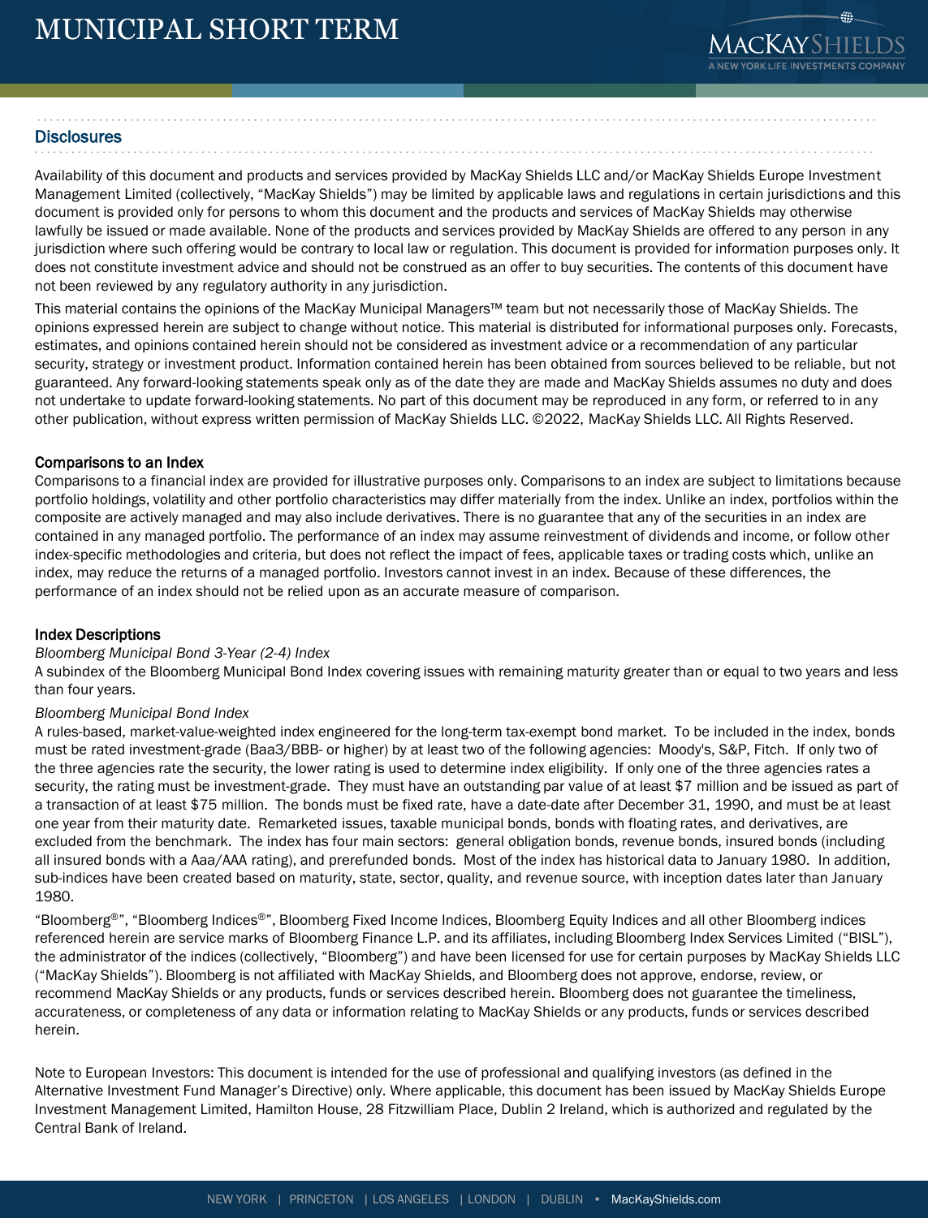## Disclosures

Availability of this document and products and services provided by MacKay Shields LLC and/or MacKay Shields Europe Investment Management Limited (collectively, "MacKay Shields") may be limited by applicable laws and regulations in certain jurisdictions and this document is provided only for persons to whom this document and the products and services of MacKay Shields may otherwise lawfully be issued or made available. None of the products and services provided by MacKay Shields are offered to any person in any jurisdiction where such offering would be contrary to local law or regulation. This document is provided for information purposes only. It does not constitute investment advice and should not be construed as an offer to buy securities. The contents of this document have not been reviewed by any regulatory authority in any jurisdiction.

This material contains the opinions of the MacKay Municipal Managers™ team but not necessarily those of MacKay Shields. The opinions expressed herein are subject to change without notice. This material is distributed for informational purposes only. Forecasts, estimates, and opinions contained herein should not be considered as investment advice or a recommendation of any particular security, strategy or investment product. Information contained herein has been obtained from sources believed to be reliable, but not guaranteed. Any forward-looking statements speak only as of the date they are made and MacKay Shields assumes no duty and does not undertake to update forward-looking statements. No part of this document may be reproduced in any form, or referred to in any other publication, without express written permission of MacKay Shields LLC. ©2022, MacKay Shields LLC. All Rights Reserved.

**Comparisons to an Index**

Comparisons to a financial index are provided for illustrative purposes only. Comparisons to an index are subject to limitations because portfolio holdings, volatility and other portfolio characteristics may differ materially from the index. Unlike an index, portfolios within the composite are actively managed and may also include derivatives. There is no guarantee that any of the securities in an index are contained in any managed portfolio. The performance of an index may assume reinvestment of dividends and income, or follow other index-specific methodologies and criteria, but does not reflect the impact of fees, applicable taxes or trading costs which, unlike an index, may reduce the returns of a managed portfolio. Investors cannot invest in an index. Because of these differences, the performance of an index should not be relied upon as an accurate measure of comparison.

**Index Descriptions**

*Bloomberg Municipal Bond 3-Year (2-4) Index*

A subindex of the Bloomberg Municipal Bond Index covering issues with remaining maturity greater than or equal to two years and less than four years.

*Bloomberg Municipal Bond Index*

A rules-based, market-value-weighted index engineered for the long-term tax-exempt bond market. To be included in the index, bonds must be rated investment-grade (Baa3/BBB- or higher) by at least two of the following agencies: Moody's, S&P, Fitch. If only two of the three agencies rate the security, the lower rating is used to determine index eligibility. If only one of the three agencies rates a security, the rating must be investment-grade. They must have an outstanding par value of at least $7 million and be issued as part of a transaction of at least $75 million. The bonds must be fixed rate, have a date-date after December 31, 1990, and must be at least one year from their maturity date. Remarketed issues, taxable municipal bonds, bonds with floating rates, and derivatives, are excluded from the benchmark. The index has four main sectors: general obligation bonds, revenue bonds, insured bonds (including all insured bonds with a Aaa/AAA rating), and prerefunded bonds. Most of the index has historical data to January 1980. In addition, sub-indices have been created based on maturity, state, sector, quality, and revenue source, with inception dates later than January 1980.

"Bloomberg®", "Bloomberg Indices®", Bloomberg Fixed Income Indices, Bloomberg Equity Indices and all other Bloomberg indices referenced herein are service marks of Bloomberg Finance L.P. and its affiliates, including Bloomberg Index Services Limited ("BISL"), the administrator of the indices (collectively, "Bloomberg") and have been licensed for use for certain purposes by MacKay Shields LLC ("MacKay Shields"). Bloomberg is not affiliated with MacKay Shields, and Bloomberg does not approve, endorse, review, or recommend MacKay Shields or any products, funds or services described herein. Bloomberg does not guarantee the timeliness, accurateness, or completeness of any data or information relating to MacKay Shields or any products, funds or services described herein.

Note to European Investors: This document is intended for the use of professional and qualifying investors (as defined in the Alternative Investment Fund Manager's Directive) only. Where applicable, this document has been issued by MacKay Shields Europe Investment Management Limited, Hamilton House, 28 Fitzwilliam Place, Dublin 2 Ireland, which is authorized and regulated by the Central Bank of Ireland.